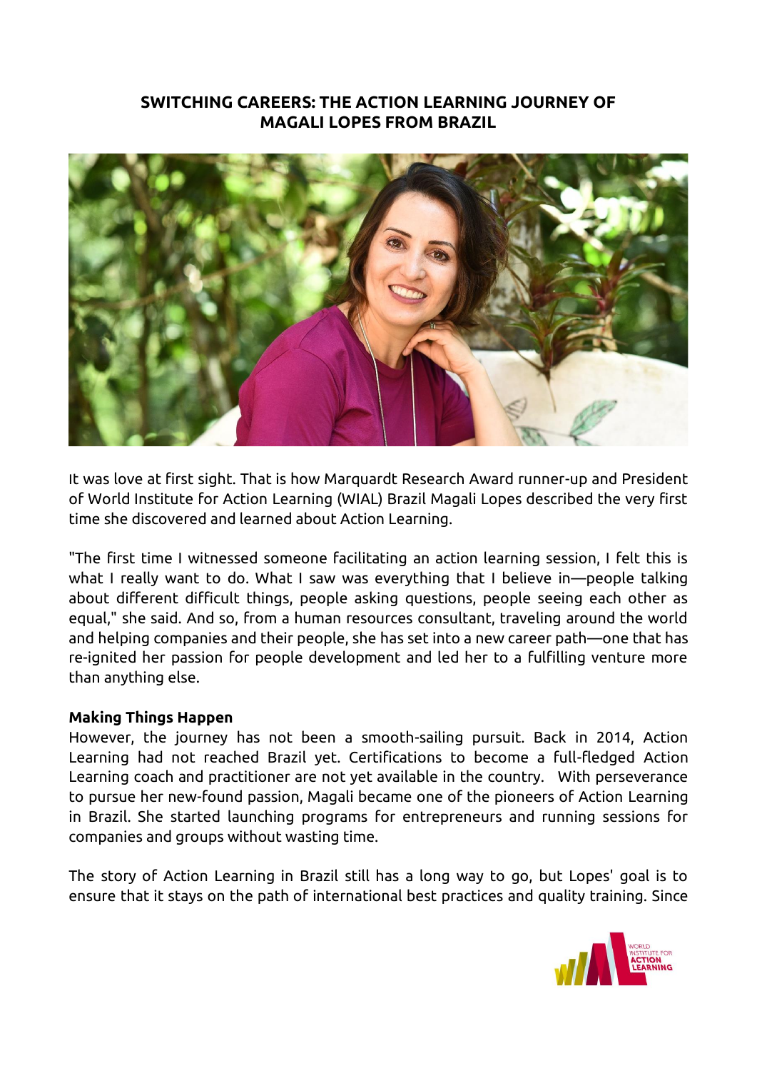# SWITCHING CAREERS: THE ACTION LEARNING JOURNEY OF MAGALI LOPES FROM BRAZIL

It was love at first sight. That is how Marquardt Research Award runner-up and President of World Institute for Action Learning (WIAL) Brazil Magali Lopes described the very first time she discovered and learned about Action Learning.

"The first time I witnessed someone facilitating an action learning session, I felt this is what I really want to do. What I saw was everything that I believe in—people talking about different difficult things, people asking questions, people seeing each other as equal," she said. And so, from a human resources consultant, traveling around the world and helping companies and their people, she has set into a new career path—one that has re-ignited her passion for people development and led her to a fulfilling venture more than anything else.

**Making Things Happen**

However, the journey has not been a smooth-sailing pursuit. Back in 2014, Action Learning had not reached Brazil yet. Certifications to become a full-fledged Action Learning coach and practitioner are not yet available in the country. With perseverance to pursue her new-found passion, Magali became one of the pioneers of Action Learning in Brazil. She started launching programs for entrepreneurs and running sessions for companies and groups without wasting time.

The story of Action Learning in Brazil still has a long way to go, but Lopes' goal is to ensure that it stays on the path of international best practices and quality training. Since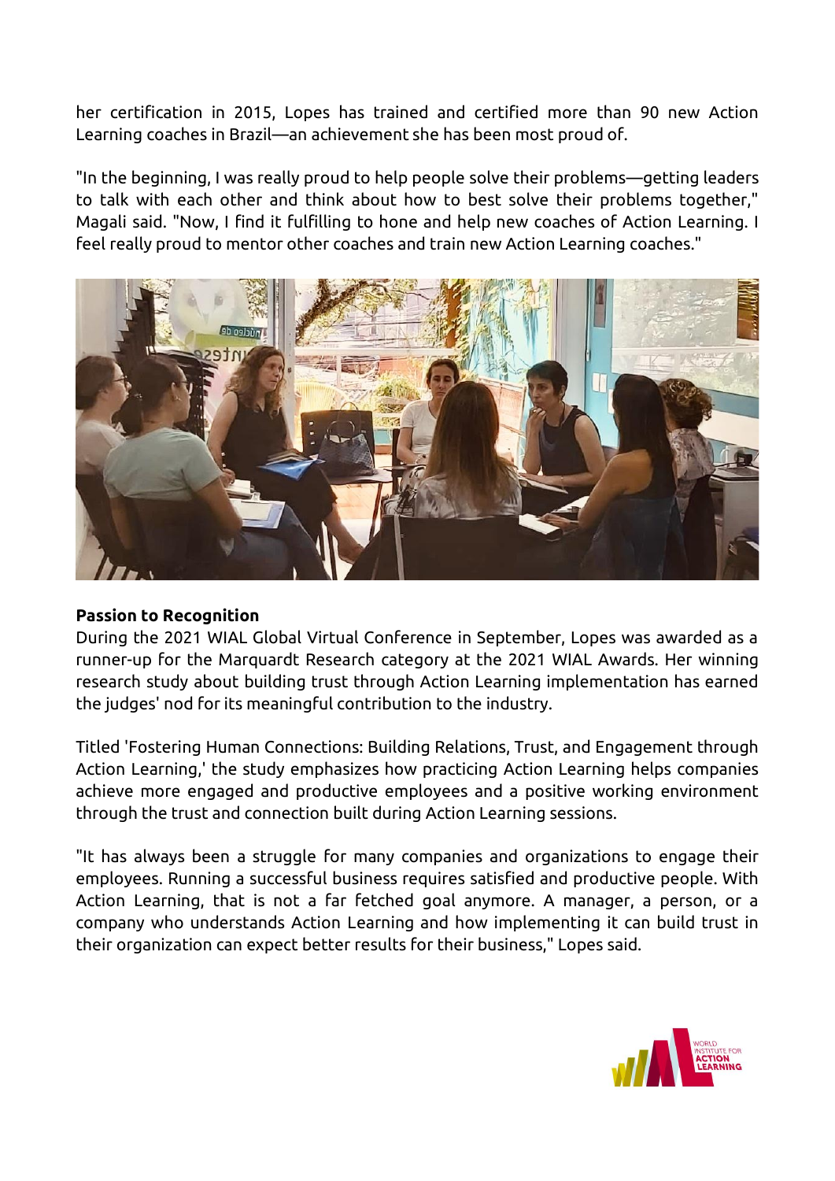her certification in 2015, Lopes has trained and certified more than 90 new Action Learning coaches in Brazil—an achievement she has been most proud of.

"In the beginning, I was really proud to help people solve their problems—getting leaders to talk with each other and think about how to best solve their problems together," Magali said. "Now, I find it fulfilling to hone and help new coaches of Action Learning. I feel really proud to mentor other coaches and train new Action Learning coaches."

**Passion to Recognition**

During the 2021 WIAL Global Virtual Conference in September, Lopes was awarded as a runner-up for the Marquardt Research category at the 2021 WIAL Awards. Her winning research study about building trust through Action Learning implementation has earned the judges' nod for its meaningful contribution to the industry.

Titled 'Fostering Human Connections: Building Relations, Trust, and Engagement through Action Learning,' the study emphasizes how practicing Action Learning helps companies achieve more engaged and productive employees and a positive working environment through the trust and connection built during Action Learning sessions.

"It has always been a struggle for many companies and organizations to engage their employees. Running a successful business requires satisfied and productive people. With Action Learning, that is not a far fetched goal anymore. A manager, a person, or a company who understands Action Learning and how implementing it can build trust in their organization can expect better results for their business," Lopes said.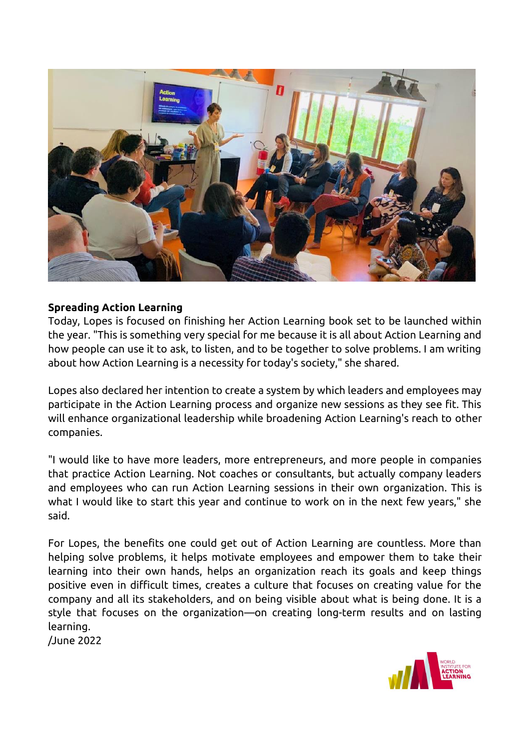**Spreading Action Learning**

Today, Lopes is focused on finishing her Action Learning book set to be launched within the year. "This is something very special for me because it is all about Action Learning and how people can use it to ask, to listen, and to be together to solve problems. I am writing about how Action Learning is a necessity for today's society," she shared.

Lopes also declared her intention to create a system by which leaders and employees may participate in the Action Learning process and organize new sessions as they see fit. This will enhance organizational leadership while broadening Action Learning's reach to other companies.

"I would like to have more leaders, more entrepreneurs, and more people in companies that practice Action Learning. Not coaches or consultants, but actually company leaders and employees who can run Action Learning sessions in their own organization. This is what I would like to start this year and continue to work on in the next few years," she said.

For Lopes, the benefits one could get out of Action Learning are countless. More than helping solve problems, it helps motivate employees and empower them to take their learning into their own hands, helps an organization reach its goals and keep things positive even in difficult times, creates a culture that focuses on creating value for the company and all its stakeholders, and on being visible about what is being done. It is a style that focuses on the organization—on creating long-term results and on lasting learning.

/June 2022